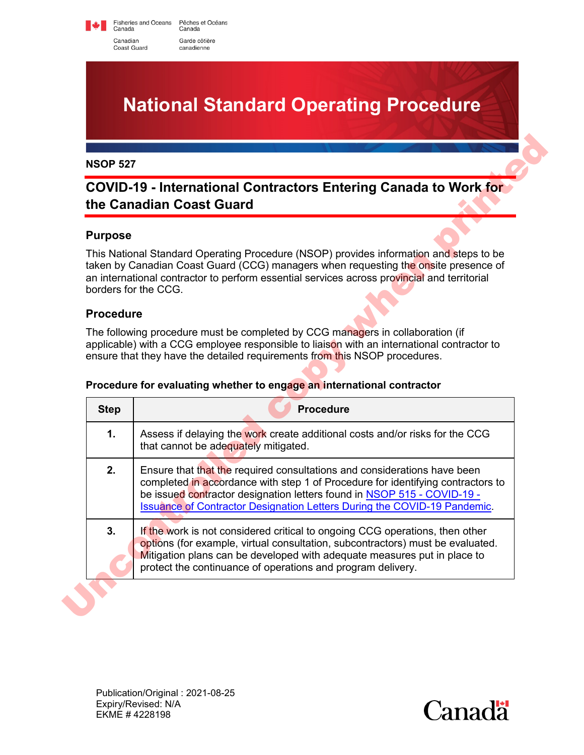Fisheries and Oceans Canada / Pêches et Océans Canada

Canadian Coast Guard / Garde côtière canadienne

# National Standard Operating Procedure

**NSOP 527**

## COVID-19 - International Contractors Entering Canada to Work for the Canadian Coast Guard

### Purpose

This National Standard Operating Procedure (NSOP) provides information and steps to be taken by Canadian Coast Guard (CCG) managers when requesting the onsite presence of an international contractor to perform essential services across provincial and territorial borders for the CCG.

### Procedure

The following procedure must be completed by CCG managers in collaboration (if applicable) with a CCG employee responsible to liaison with an international contractor to ensure that they have the detailed requirements from this NSOP procedures.

**Procedure for evaluating whether to engage an international contractor**

| Step | Procedure |
|---|---|
| 1. | Assess if delaying the work create additional costs and/or risks for the CCG that cannot be adequately mitigated. |
| 2. | Ensure that that the required consultations and considerations have been completed in accordance with step 1 of Procedure for identifying contractors to be issued contractor designation letters found in NSOP 515 - COVID-19 - Issuance of Contractor Designation Letters During the COVID-19 Pandemic. |
| 3. | If the work is not considered critical to ongoing CCG operations, then other options (for example, virtual consultation, subcontractors) must be evaluated. Mitigation plans can be developed with adequate measures put in place to protect the continuance of operations and program delivery. |

Publication/Original : 2021-08-25
Expiry/Revised: N/A
EKME # 4228198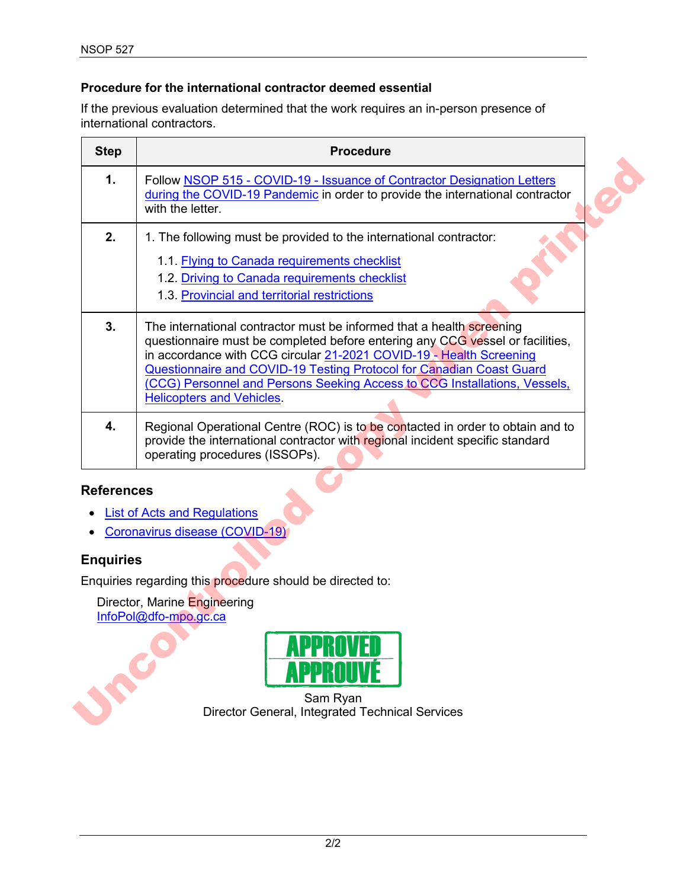### Procedure for the international contractor deemed essential

If the previous evaluation determined that the work requires an in-person presence of international contractors.

| Step | Procedure |
|---|---|
| **1.** | Follow NSOP 515 - COVID-19 - Issuance of Contractor Designation Letters during the COVID-19 Pandemic in order to provide the international contractor with the letter. |
| **2.** | 1. The following must be provided to the international contractor:<br>1.1. Flying to Canada requirements checklist<br>1.2. Driving to Canada requirements checklist<br>1.3. Provincial and territorial restrictions |
| **3.** | The international contractor must be informed that a health screening questionnaire must be completed before entering any CCG vessel or facilities, in accordance with CCG circular 21-2021 COVID-19 - Health Screening Questionnaire and COVID-19 Testing Protocol for Canadian Coast Guard (CCG) Personnel and Persons Seeking Access to CCG Installations, Vessels, Helicopters and Vehicles. |
| **4.** | Regional Operational Centre (ROC) is to be contacted in order to obtain and to provide the international contractor with regional incident specific standard operating procedures (ISSOPs). |

## References

- List of Acts and Regulations
- Coronavirus disease (COVID-19)

## Enquiries

Enquiries regarding this procedure should be directed to:

Director, Marine Engineering
InfoPol@dfo-mpo.gc.ca

APPROVED
APPROUVÉ

Sam Ryan
Director General, Integrated Technical Services

Uncontrolled copy when printed